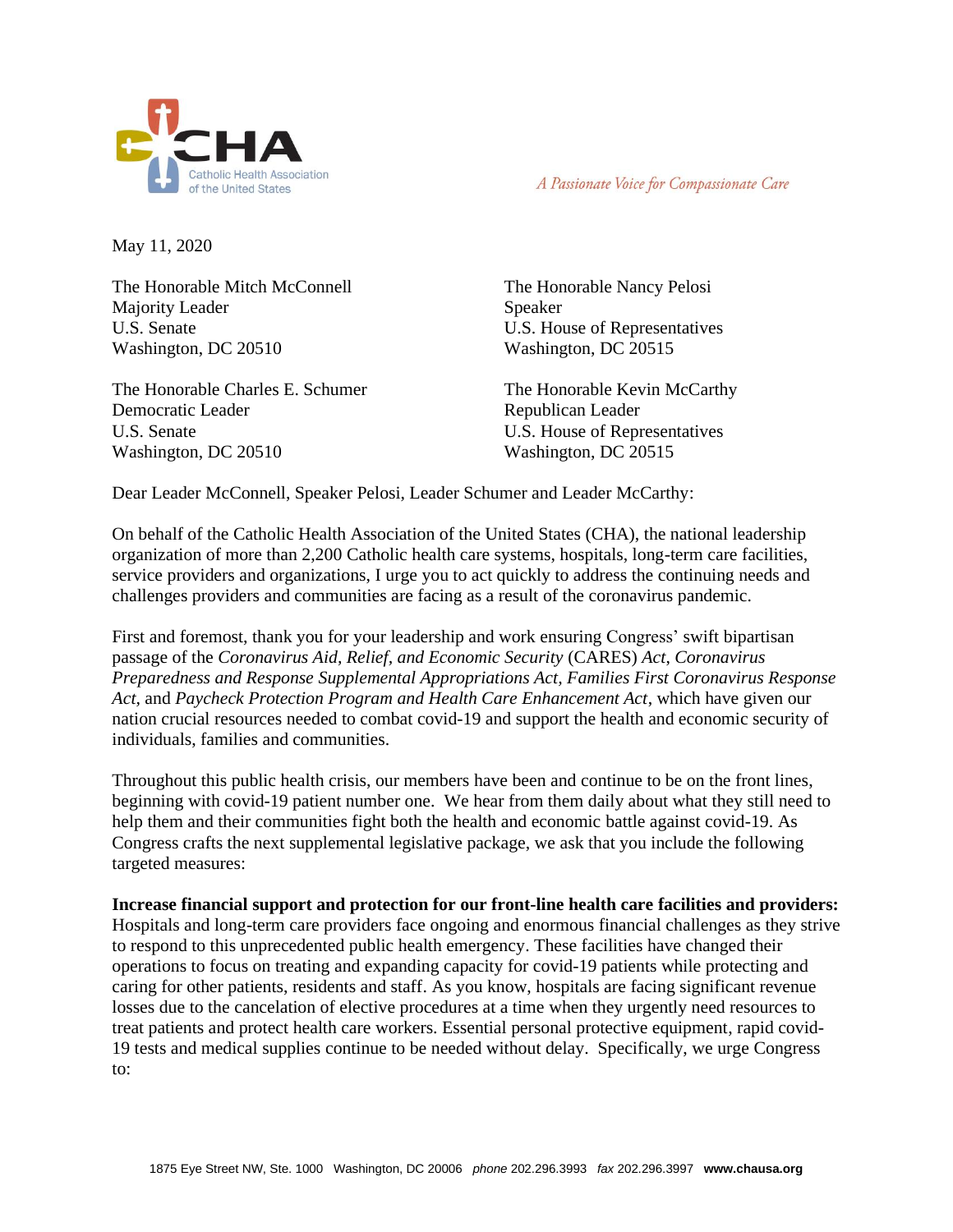CHA
Catholic Health Association of the United States

*A Passionate Voice for Compassionate Care*

May 11, 2020

The Honorable Mitch McConnell
Majority Leader
U.S. Senate
Washington, DC 20510

The Honorable Nancy Pelosi
Speaker
U.S. House of Representatives
Washington, DC 20515

The Honorable Charles E. Schumer
Democratic Leader
U.S. Senate
Washington, DC 20510

The Honorable Kevin McCarthy
Republican Leader
U.S. House of Representatives
Washington, DC 20515

Dear Leader McConnell, Speaker Pelosi, Leader Schumer and Leader McCarthy:

On behalf of the Catholic Health Association of the United States (CHA), the national leadership organization of more than 2,200 Catholic health care systems, hospitals, long-term care facilities, service providers and organizations, I urge you to act quickly to address the continuing needs and challenges providers and communities are facing as a result of the coronavirus pandemic.

First and foremost, thank you for your leadership and work ensuring Congress' swift bipartisan passage of the *Coronavirus Aid, Relief, and Economic Security* (CARES) *Act*, *Coronavirus Preparedness and Response Supplemental Appropriations Act, Families First Coronavirus Response Act,* and *Paycheck Protection Program and Health Care Enhancement Act*, which have given our nation crucial resources needed to combat covid-19 and support the health and economic security of individuals, families and communities.

Throughout this public health crisis, our members have been and continue to be on the front lines, beginning with covid-19 patient number one. We hear from them daily about what they still need to help them and their communities fight both the health and economic battle against covid-19. As Congress crafts the next supplemental legislative package, we ask that you include the following targeted measures:

**Increase financial support and protection for our front-line health care facilities and providers:** Hospitals and long-term care providers face ongoing and enormous financial challenges as they strive to respond to this unprecedented public health emergency. These facilities have changed their operations to focus on treating and expanding capacity for covid-19 patients while protecting and caring for other patients, residents and staff. As you know, hospitals are facing significant revenue losses due to the cancelation of elective procedures at a time when they urgently need resources to treat patients and protect health care workers. Essential personal protective equipment, rapid covid-19 tests and medical supplies continue to be needed without delay. Specifically, we urge Congress to:

1875 Eye Street NW, Ste. 1000 Washington, DC 20006 *phone* 202.296.3993 *fax* 202.296.3997 **www.chausa.org**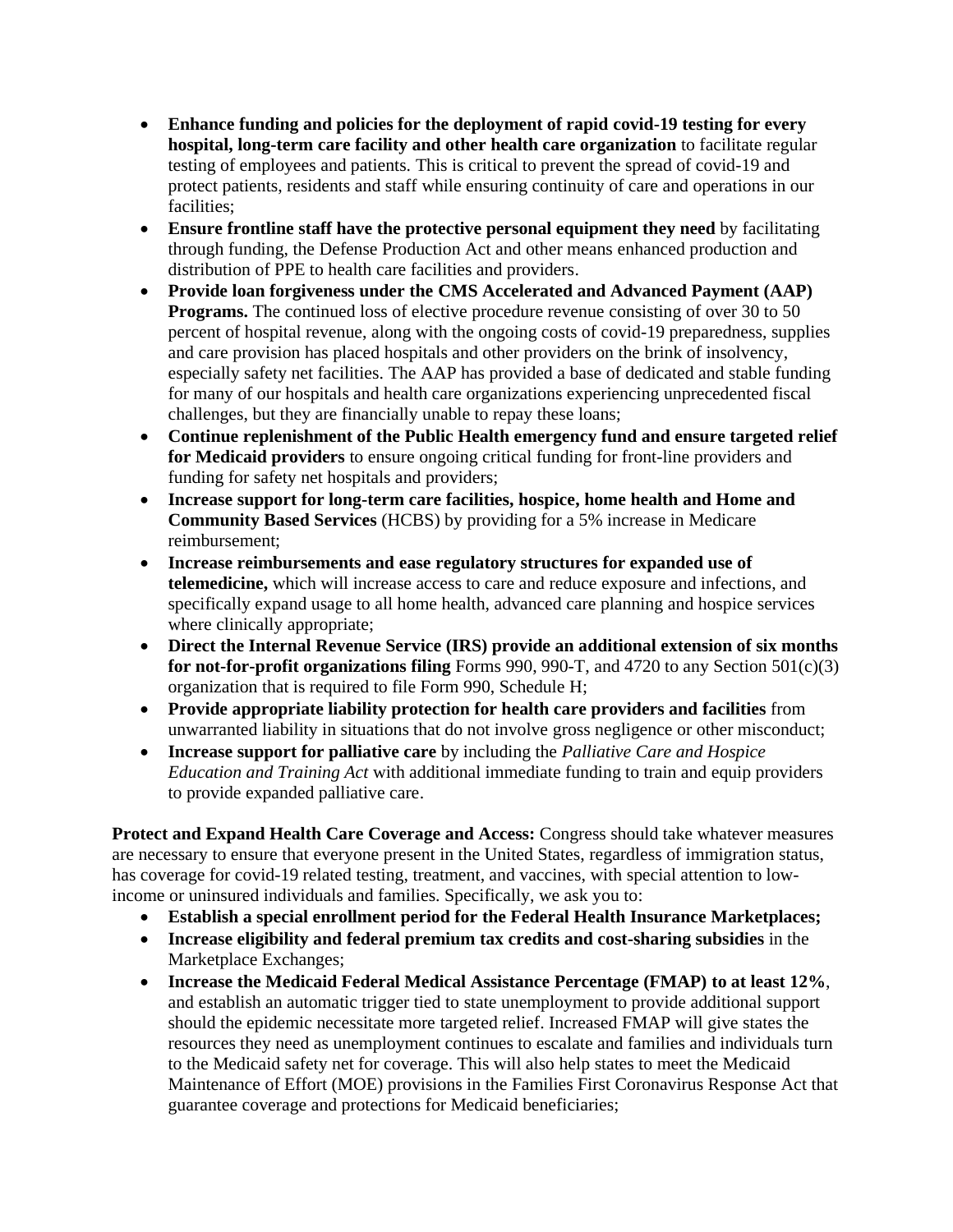- **Enhance funding and policies for the deployment of rapid covid-19 testing for every hospital, long-term care facility and other health care organization** to facilitate regular testing of employees and patients. This is critical to prevent the spread of covid-19 and protect patients, residents and staff while ensuring continuity of care and operations in our facilities;
- **Ensure frontline staff have the protective personal equipment they need** by facilitating through funding, the Defense Production Act and other means enhanced production and distribution of PPE to health care facilities and providers.
- **Provide loan forgiveness under the CMS Accelerated and Advanced Payment (AAP) Programs.** The continued loss of elective procedure revenue consisting of over 30 to 50 percent of hospital revenue, along with the ongoing costs of covid-19 preparedness, supplies and care provision has placed hospitals and other providers on the brink of insolvency, especially safety net facilities. The AAP has provided a base of dedicated and stable funding for many of our hospitals and health care organizations experiencing unprecedented fiscal challenges, but they are financially unable to repay these loans;
- **Continue replenishment of the Public Health emergency fund and ensure targeted relief for Medicaid providers** to ensure ongoing critical funding for front-line providers and funding for safety net hospitals and providers;
- **Increase support for long-term care facilities, hospice, home health and Home and Community Based Services** (HCBS) by providing for a 5% increase in Medicare reimbursement;
- **Increase reimbursements and ease regulatory structures for expanded use of telemedicine,** which will increase access to care and reduce exposure and infections, and specifically expand usage to all home health, advanced care planning and hospice services where clinically appropriate;
- **Direct the Internal Revenue Service (IRS) provide an additional extension of six months for not-for-profit organizations filing** Forms 990, 990-T, and 4720 to any Section 501(c)(3) organization that is required to file Form 990, Schedule H;
- **Provide appropriate liability protection for health care providers and facilities** from unwarranted liability in situations that do not involve gross negligence or other misconduct;
- **Increase support for palliative care** by including the *Palliative Care and Hospice Education and Training Act* with additional immediate funding to train and equip providers to provide expanded palliative care.

**Protect and Expand Health Care Coverage and Access:** Congress should take whatever measures are necessary to ensure that everyone present in the United States, regardless of immigration status, has coverage for covid-19 related testing, treatment, and vaccines, with special attention to low-income or uninsured individuals and families. Specifically, we ask you to:

- **Establish a special enrollment period for the Federal Health Insurance Marketplaces;**
- **Increase eligibility and federal premium tax credits and cost-sharing subsidies** in the Marketplace Exchanges;
- **Increase the Medicaid Federal Medical Assistance Percentage (FMAP) to at least 12%**, and establish an automatic trigger tied to state unemployment to provide additional support should the epidemic necessitate more targeted relief. Increased FMAP will give states the resources they need as unemployment continues to escalate and families and individuals turn to the Medicaid safety net for coverage. This will also help states to meet the Medicaid Maintenance of Effort (MOE) provisions in the Families First Coronavirus Response Act that guarantee coverage and protections for Medicaid beneficiaries;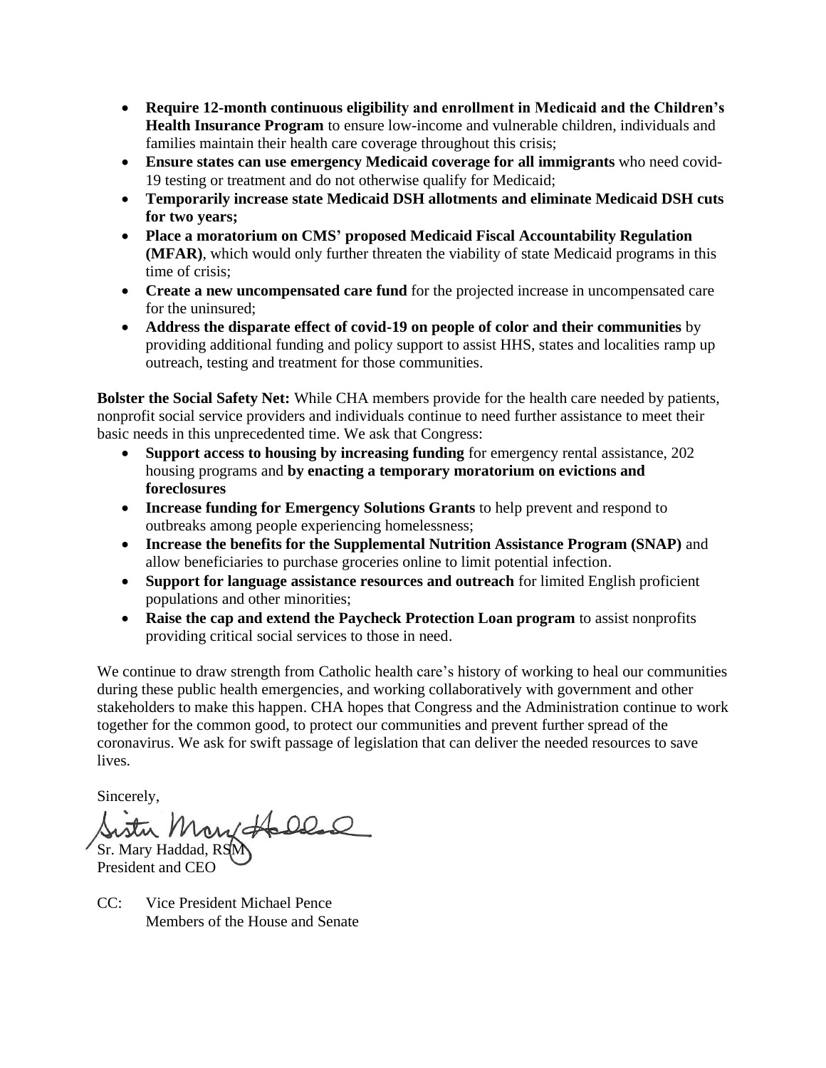- **Require 12-month continuous eligibility and enrollment in Medicaid and the Children's Health Insurance Program** to ensure low-income and vulnerable children, individuals and families maintain their health care coverage throughout this crisis;
- **Ensure states can use emergency Medicaid coverage for all immigrants** who need covid-19 testing or treatment and do not otherwise qualify for Medicaid;
- **Temporarily increase state Medicaid DSH allotments and eliminate Medicaid DSH cuts for two years;**
- **Place a moratorium on CMS' proposed Medicaid Fiscal Accountability Regulation (MFAR)**, which would only further threaten the viability of state Medicaid programs in this time of crisis;
- **Create a new uncompensated care fund** for the projected increase in uncompensated care for the uninsured;
- **Address the disparate effect of covid-19 on people of color and their communities** by providing additional funding and policy support to assist HHS, states and localities ramp up outreach, testing and treatment for those communities.

**Bolster the Social Safety Net:** While CHA members provide for the health care needed by patients, nonprofit social service providers and individuals continue to need further assistance to meet their basic needs in this unprecedented time. We ask that Congress:

- **Support access to housing by increasing funding** for emergency rental assistance, 202 housing programs and **by enacting a temporary moratorium on evictions and foreclosures**
- **Increase funding for Emergency Solutions Grants** to help prevent and respond to outbreaks among people experiencing homelessness;
- **Increase the benefits for the Supplemental Nutrition Assistance Program (SNAP)** and allow beneficiaries to purchase groceries online to limit potential infection.
- **Support for language assistance resources and outreach** for limited English proficient populations and other minorities;
- **Raise the cap and extend the Paycheck Protection Loan program** to assist nonprofits providing critical social services to those in need.

We continue to draw strength from Catholic health care's history of working to heal our communities during these public health emergencies, and working collaboratively with government and other stakeholders to make this happen. CHA hopes that Congress and the Administration continue to work together for the common good, to protect our communities and prevent further spread of the coronavirus. We ask for swift passage of legislation that can deliver the needed resources to save lives.

Sincerely,

Sister Mary Haddad

Sr. Mary Haddad, RSM
President and CEO

CC: Vice President Michael Pence
Members of the House and Senate